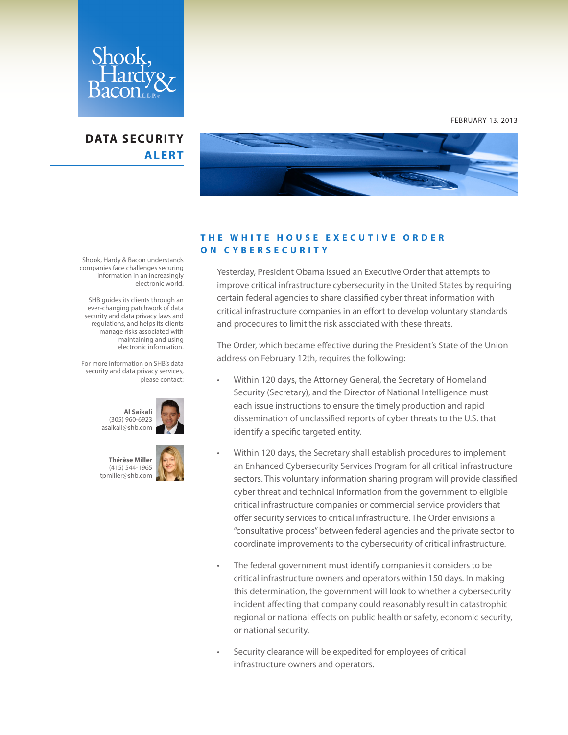Shook, Hardy & Bacon L.L.P.

FEBRUARY 13, 2013

# DATA SECURITY ALERT

Shook, Hardy & Bacon understands companies face challenges securing information in an increasingly electronic world.

SHB guides its clients through an ever-changing patchwork of data security and data privacy laws and regulations, and helps its clients manage risks associated with maintaining and using electronic information.

For more information on SHB's data security and data privacy services, please contact:

**Al Saikali**
(305) 960-6923
asaikali@shb.com

**Thérèse Miller**
(415) 544-1965
tpmiller@shb.com

## THE WHITE HOUSE EXECUTIVE ORDER ON CYBERSECURITY

Yesterday, President Obama issued an Executive Order that attempts to improve critical infrastructure cybersecurity in the United States by requiring certain federal agencies to share classified cyber threat information with critical infrastructure companies in an effort to develop voluntary standards and procedures to limit the risk associated with these threats.

The Order, which became effective during the President's State of the Union address on February 12th, requires the following:

- Within 120 days, the Attorney General, the Secretary of Homeland Security (Secretary), and the Director of National Intelligence must each issue instructions to ensure the timely production and rapid dissemination of unclassified reports of cyber threats to the U.S. that identify a specific targeted entity.
- Within 120 days, the Secretary shall establish procedures to implement an Enhanced Cybersecurity Services Program for all critical infrastructure sectors. This voluntary information sharing program will provide classified cyber threat and technical information from the government to eligible critical infrastructure companies or commercial service providers that offer security services to critical infrastructure. The Order envisions a "consultative process" between federal agencies and the private sector to coordinate improvements to the cybersecurity of critical infrastructure.
- The federal government must identify companies it considers to be critical infrastructure owners and operators within 150 days. In making this determination, the government will look to whether a cybersecurity incident affecting that company could reasonably result in catastrophic regional or national effects on public health or safety, economic security, or national security.
- Security clearance will be expedited for employees of critical infrastructure owners and operators.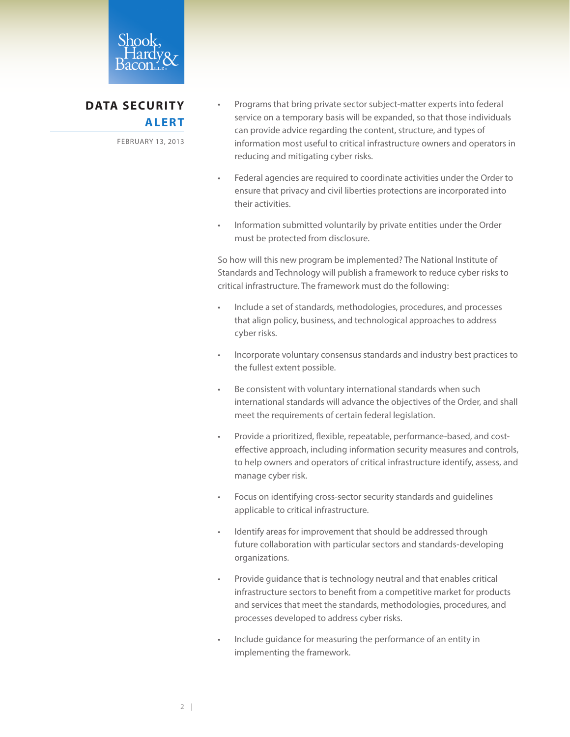- Programs that bring private sector subject-matter experts into federal service on a temporary basis will be expanded, so that those individuals can provide advice regarding the content, structure, and types of information most useful to critical infrastructure owners and operators in reducing and mitigating cyber risks.
- Federal agencies are required to coordinate activities under the Order to ensure that privacy and civil liberties protections are incorporated into their activities.
- Information submitted voluntarily by private entities under the Order must be protected from disclosure.

So how will this new program be implemented? The National Institute of Standards and Technology will publish a framework to reduce cyber risks to critical infrastructure. The framework must do the following:

- Include a set of standards, methodologies, procedures, and processes that align policy, business, and technological approaches to address cyber risks.
- Incorporate voluntary consensus standards and industry best practices to the fullest extent possible.
- Be consistent with voluntary international standards when such international standards will advance the objectives of the Order, and shall meet the requirements of certain federal legislation.
- Provide a prioritized, flexible, repeatable, performance-based, and cost-effective approach, including information security measures and controls, to help owners and operators of critical infrastructure identify, assess, and manage cyber risk.
- Focus on identifying cross-sector security standards and guidelines applicable to critical infrastructure.
- Identify areas for improvement that should be addressed through future collaboration with particular sectors and standards-developing organizations.
- Provide guidance that is technology neutral and that enables critical infrastructure sectors to benefit from a competitive market for products and services that meet the standards, methodologies, procedures, and processes developed to address cyber risks.
- Include guidance for measuring the performance of an entity in implementing the framework.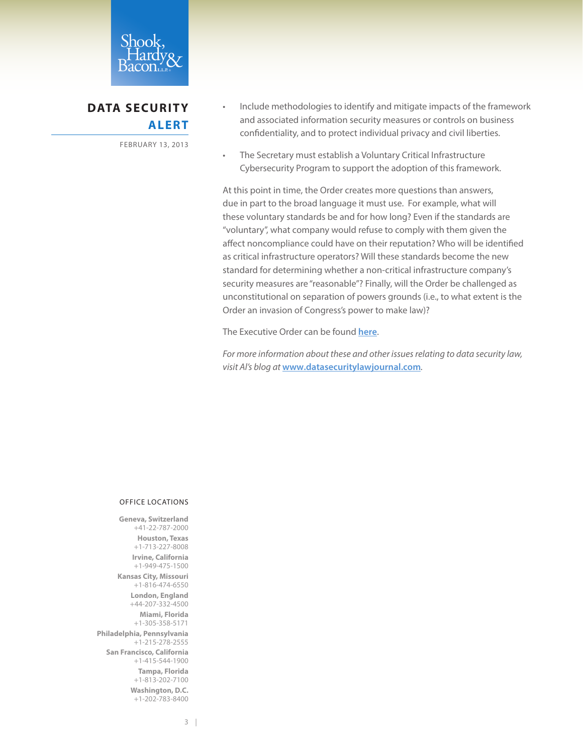- Include methodologies to identify and mitigate impacts of the framework and associated information security measures or controls on business confidentiality, and to protect individual privacy and civil liberties.
- The Secretary must establish a Voluntary Critical Infrastructure Cybersecurity Program to support the adoption of this framework.

At this point in time, the Order creates more questions than answers, due in part to the broad language it must use. For example, what will these voluntary standards be and for how long? Even if the standards are "voluntary", what company would refuse to comply with them given the affect noncompliance could have on their reputation? Who will be identified as critical infrastructure operators? Will these standards become the new standard for determining whether a non-critical infrastructure company's security measures are "reasonable"? Finally, will the Order be challenged as unconstitutional on separation of powers grounds (i.e., to what extent is the Order an invasion of Congress's power to make law)?

The Executive Order can be found **here**.

*For more information about these and other issues relating to data security law, visit Al's blog at* **www.datasecuritylawjournal.com**.

OFFICE LOCATIONS

**Geneva, Switzerland**
+41-22-787-2000
**Houston, Texas**
+1-713-227-8008
**Irvine, California**
+1-949-475-1500
**Kansas City, Missouri**
+1-816-474-6550
**London, England**
+44-207-332-4500
**Miami, Florida**
+1-305-358-5171
**Philadelphia, Pennsylvania**
+1-215-278-2555
**San Francisco, California**
+1-415-544-1900
**Tampa, Florida**
+1-813-202-7100
**Washington, D.C.**
+1-202-783-8400